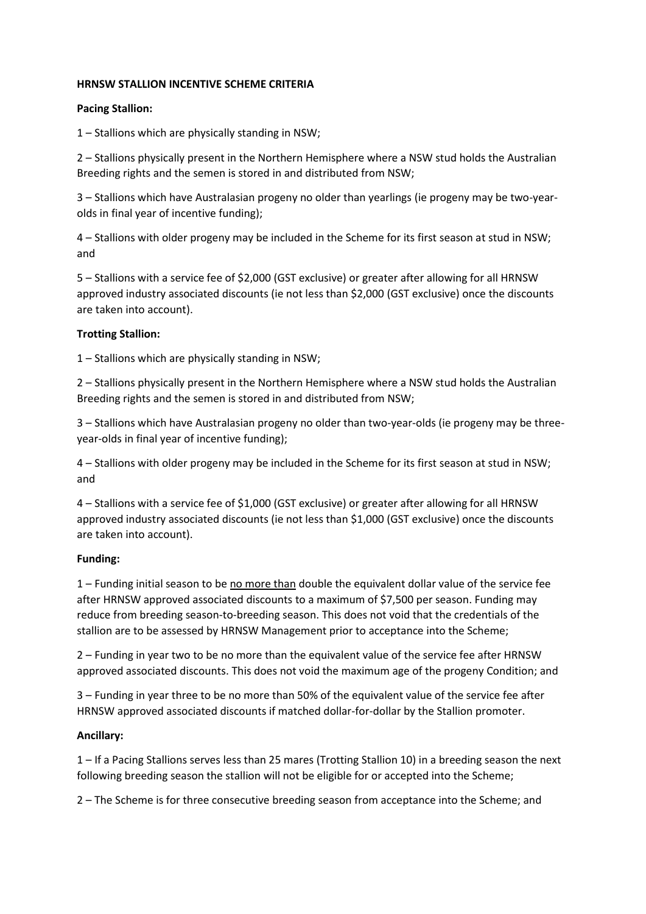**HRNSW STALLION INCENTIVE SCHEME CRITERIA**

**Pacing Stallion:**

1 – Stallions which are physically standing in NSW;

2 – Stallions physically present in the Northern Hemisphere where a NSW stud holds the Australian Breeding rights and the semen is stored in and distributed from NSW;

3 – Stallions which have Australasian progeny no older than yearlings (ie progeny may be two-year-olds in final year of incentive funding);

4 – Stallions with older progeny may be included in the Scheme for its first season at stud in NSW; and

5 – Stallions with a service fee of $2,000 (GST exclusive) or greater after allowing for all HRNSW approved industry associated discounts (ie not less than $2,000 (GST exclusive) once the discounts are taken into account).

**Trotting Stallion:**

1 – Stallions which are physically standing in NSW;

2 – Stallions physically present in the Northern Hemisphere where a NSW stud holds the Australian Breeding rights and the semen is stored in and distributed from NSW;

3 – Stallions which have Australasian progeny no older than two-year-olds (ie progeny may be three-year-olds in final year of incentive funding);

4 – Stallions with older progeny may be included in the Scheme for its first season at stud in NSW; and

4 – Stallions with a service fee of $1,000 (GST exclusive) or greater after allowing for all HRNSW approved industry associated discounts (ie not less than $1,000 (GST exclusive) once the discounts are taken into account).

**Funding:**

1 – Funding initial season to be <u>no more than</u> double the equivalent dollar value of the service fee after HRNSW approved associated discounts to a maximum of $7,500 per season. Funding may reduce from breeding season-to-breeding season. This does not void that the credentials of the stallion are to be assessed by HRNSW Management prior to acceptance into the Scheme;

2 – Funding in year two to be no more than the equivalent value of the service fee after HRNSW approved associated discounts. This does not void the maximum age of the progeny Condition; and

3 – Funding in year three to be no more than 50% of the equivalent value of the service fee after HRNSW approved associated discounts if matched dollar-for-dollar by the Stallion promoter.

**Ancillary:**

1 – If a Pacing Stallions serves less than 25 mares (Trotting Stallion 10) in a breeding season the next following breeding season the stallion will not be eligible for or accepted into the Scheme;

2 – The Scheme is for three consecutive breeding season from acceptance into the Scheme; and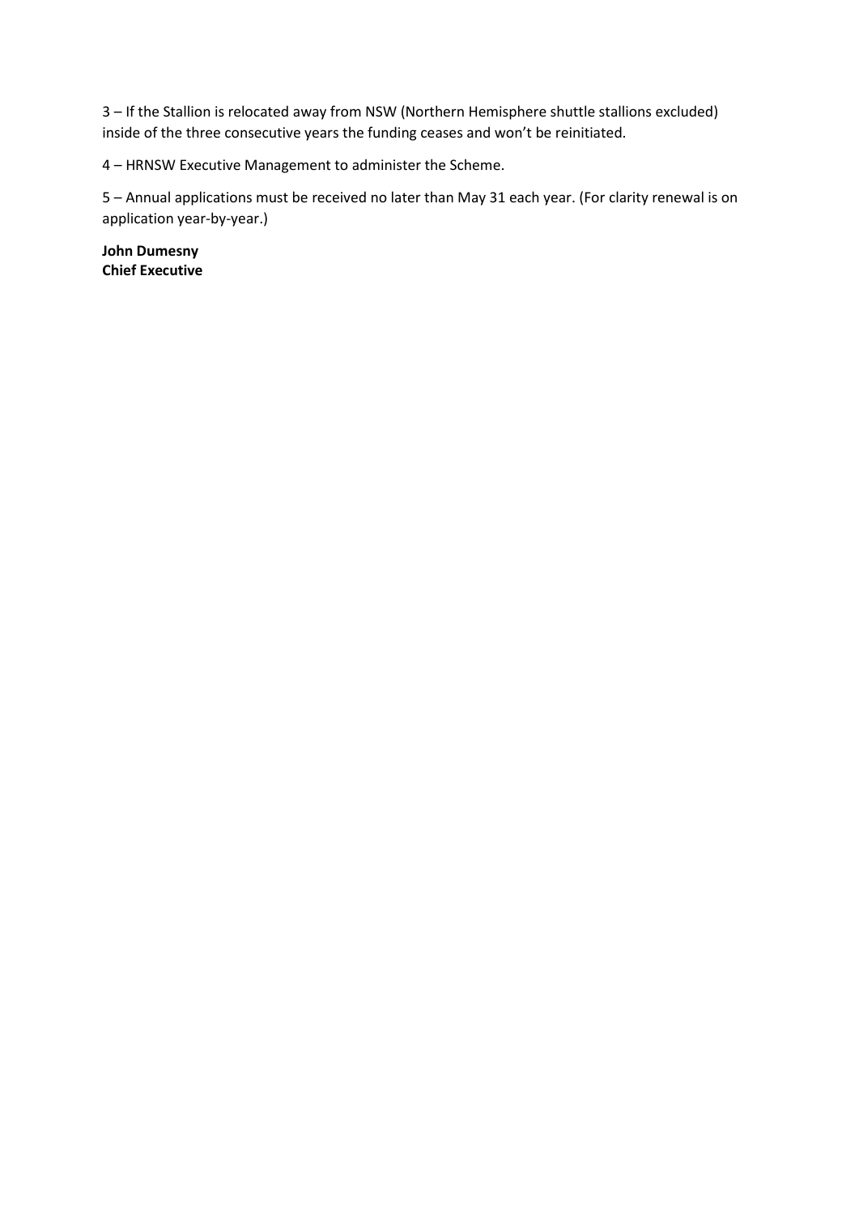3 – If the Stallion is relocated away from NSW (Northern Hemisphere shuttle stallions excluded) inside of the three consecutive years the funding ceases and won't be reinitiated.

4 – HRNSW Executive Management to administer the Scheme.

5 – Annual applications must be received no later than May 31 each year. (For clarity renewal is on application year-by-year.)

**John Dumesny**
**Chief Executive**